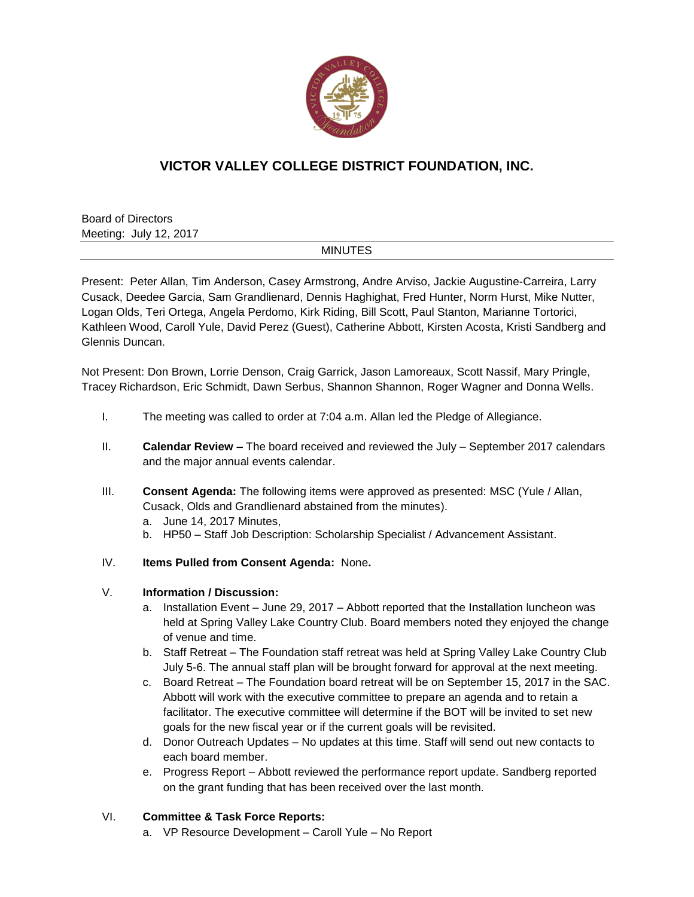# VICTOR VALLEY COLLEGE DISTRICT FOUNDATION, INC.

Board of Directors
Meeting: July 12, 2017

MINUTES

Present: Peter Allan, Tim Anderson, Casey Armstrong, Andre Arviso, Jackie Augustine-Carreira, Larry Cusack, Deedee Garcia, Sam Grandlienard, Dennis Haghighat, Fred Hunter, Norm Hurst, Mike Nutter, Logan Olds, Teri Ortega, Angela Perdomo, Kirk Riding, Bill Scott, Paul Stanton, Marianne Tortorici, Kathleen Wood, Caroll Yule, David Perez (Guest), Catherine Abbott, Kirsten Acosta, Kristi Sandberg and Glennis Duncan.

Not Present: Don Brown, Lorrie Denson, Craig Garrick, Jason Lamoreaux, Scott Nassif, Mary Pringle, Tracey Richardson, Eric Schmidt, Dawn Serbus, Shannon Shannon, Roger Wagner and Donna Wells.

I. The meeting was called to order at 7:04 a.m. Allan led the Pledge of Allegiance.

II. **Calendar Review –** The board received and reviewed the July – September 2017 calendars and the major annual events calendar.

III. **Consent Agenda:** The following items were approved as presented: MSC (Yule / Allan, Cusack, Olds and Grandlienard abstained from the minutes).
   a. June 14, 2017 Minutes,
   b. HP50 – Staff Job Description: Scholarship Specialist / Advancement Assistant.

IV. **Items Pulled from Consent Agenda:** None**.**

V. **Information / Discussion:**
   a. Installation Event – June 29, 2017 – Abbott reported that the Installation luncheon was held at Spring Valley Lake Country Club. Board members noted they enjoyed the change of venue and time.
   b. Staff Retreat – The Foundation staff retreat was held at Spring Valley Lake Country Club July 5-6. The annual staff plan will be brought forward for approval at the next meeting.
   c. Board Retreat – The Foundation board retreat will be on September 15, 2017 in the SAC. Abbott will work with the executive committee to prepare an agenda and to retain a facilitator. The executive committee will determine if the BOT will be invited to set new goals for the new fiscal year or if the current goals will be revisited.
   d. Donor Outreach Updates – No updates at this time. Staff will send out new contacts to each board member.
   e. Progress Report – Abbott reviewed the performance report update. Sandberg reported on the grant funding that has been received over the last month.

VI. **Committee & Task Force Reports:**
   a. VP Resource Development – Caroll Yule – No Report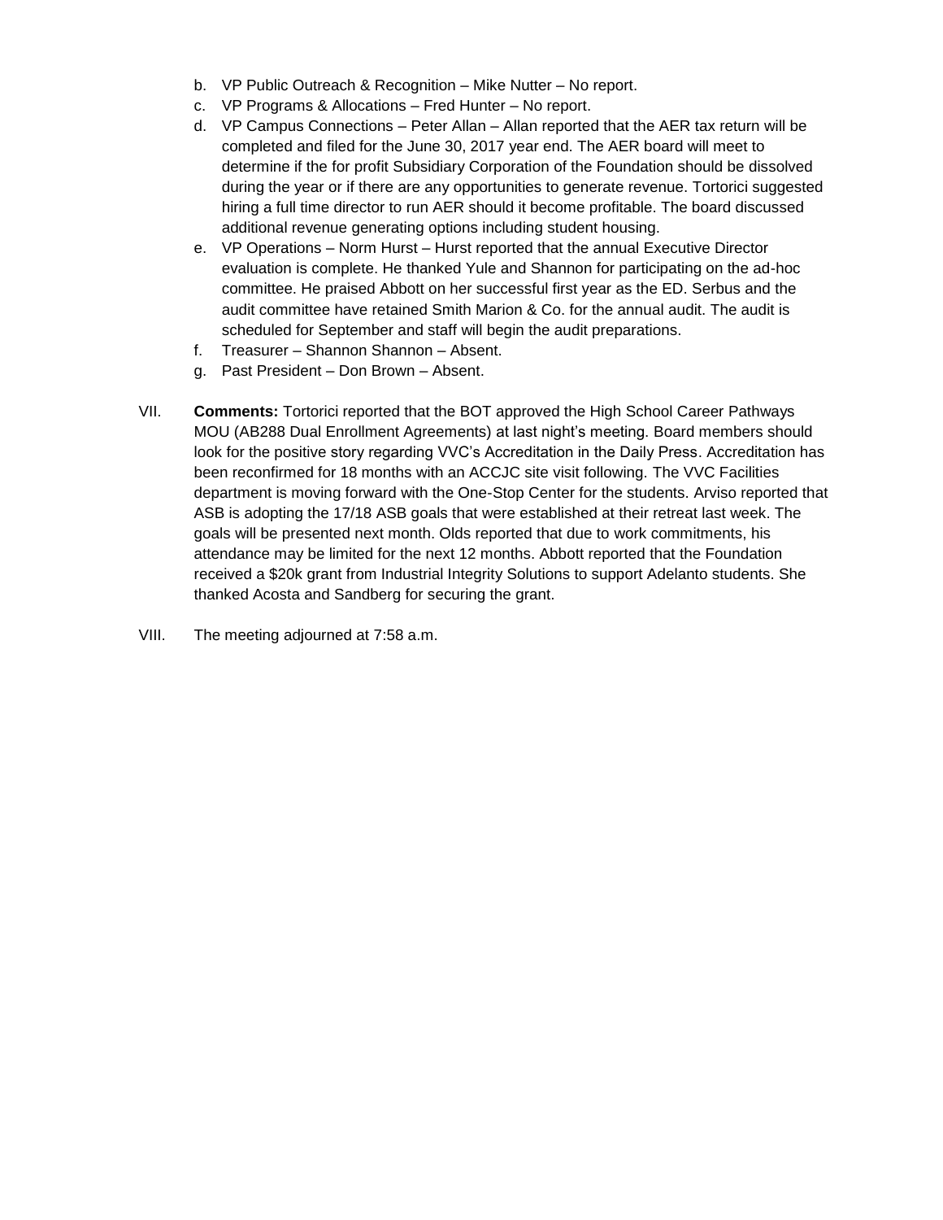b. VP Public Outreach & Recognition – Mike Nutter – No report.
c. VP Programs & Allocations – Fred Hunter – No report.
d. VP Campus Connections – Peter Allan – Allan reported that the AER tax return will be completed and filed for the June 30, 2017 year end. The AER board will meet to determine if the for profit Subsidiary Corporation of the Foundation should be dissolved during the year or if there are any opportunities to generate revenue. Tortorici suggested hiring a full time director to run AER should it become profitable. The board discussed additional revenue generating options including student housing.
e. VP Operations – Norm Hurst – Hurst reported that the annual Executive Director evaluation is complete. He thanked Yule and Shannon for participating on the ad-hoc committee. He praised Abbott on her successful first year as the ED. Serbus and the audit committee have retained Smith Marion & Co. for the annual audit. The audit is scheduled for September and staff will begin the audit preparations.
f. Treasurer – Shannon Shannon – Absent.
g. Past President – Don Brown – Absent.

VII. **Comments:** Tortorici reported that the BOT approved the High School Career Pathways MOU (AB288 Dual Enrollment Agreements) at last night's meeting. Board members should look for the positive story regarding VVC's Accreditation in the Daily Press. Accreditation has been reconfirmed for 18 months with an ACCJC site visit following. The VVC Facilities department is moving forward with the One-Stop Center for the students. Arviso reported that ASB is adopting the 17/18 ASB goals that were established at their retreat last week. The goals will be presented next month. Olds reported that due to work commitments, his attendance may be limited for the next 12 months. Abbott reported that the Foundation received a $20k grant from Industrial Integrity Solutions to support Adelanto students. She thanked Acosta and Sandberg for securing the grant.

VIII. The meeting adjourned at 7:58 a.m.